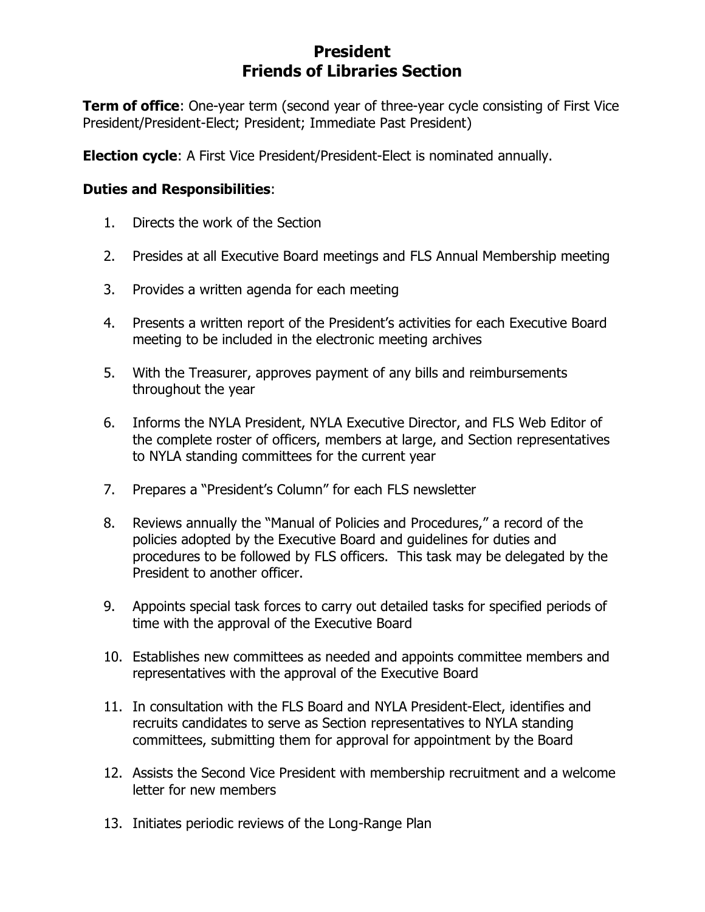# President
# Friends of Libraries Section

**Term of office**: One-year term (second year of three-year cycle consisting of First Vice President/President-Elect; President; Immediate Past President)

**Election cycle**: A First Vice President/President-Elect is nominated annually.

**Duties and Responsibilities**:

1. Directs the work of the Section

2. Presides at all Executive Board meetings and FLS Annual Membership meeting

3. Provides a written agenda for each meeting

4. Presents a written report of the President's activities for each Executive Board meeting to be included in the electronic meeting archives

5. With the Treasurer, approves payment of any bills and reimbursements throughout the year

6. Informs the NYLA President, NYLA Executive Director, and FLS Web Editor of the complete roster of officers, members at large, and Section representatives to NYLA standing committees for the current year

7. Prepares a "President's Column" for each FLS newsletter

8. Reviews annually the "Manual of Policies and Procedures," a record of the policies adopted by the Executive Board and guidelines for duties and procedures to be followed by FLS officers. This task may be delegated by the President to another officer.

9. Appoints special task forces to carry out detailed tasks for specified periods of time with the approval of the Executive Board

10. Establishes new committees as needed and appoints committee members and representatives with the approval of the Executive Board

11. In consultation with the FLS Board and NYLA President-Elect, identifies and recruits candidates to serve as Section representatives to NYLA standing committees, submitting them for approval for appointment by the Board

12. Assists the Second Vice President with membership recruitment and a welcome letter for new members

13. Initiates periodic reviews of the Long-Range Plan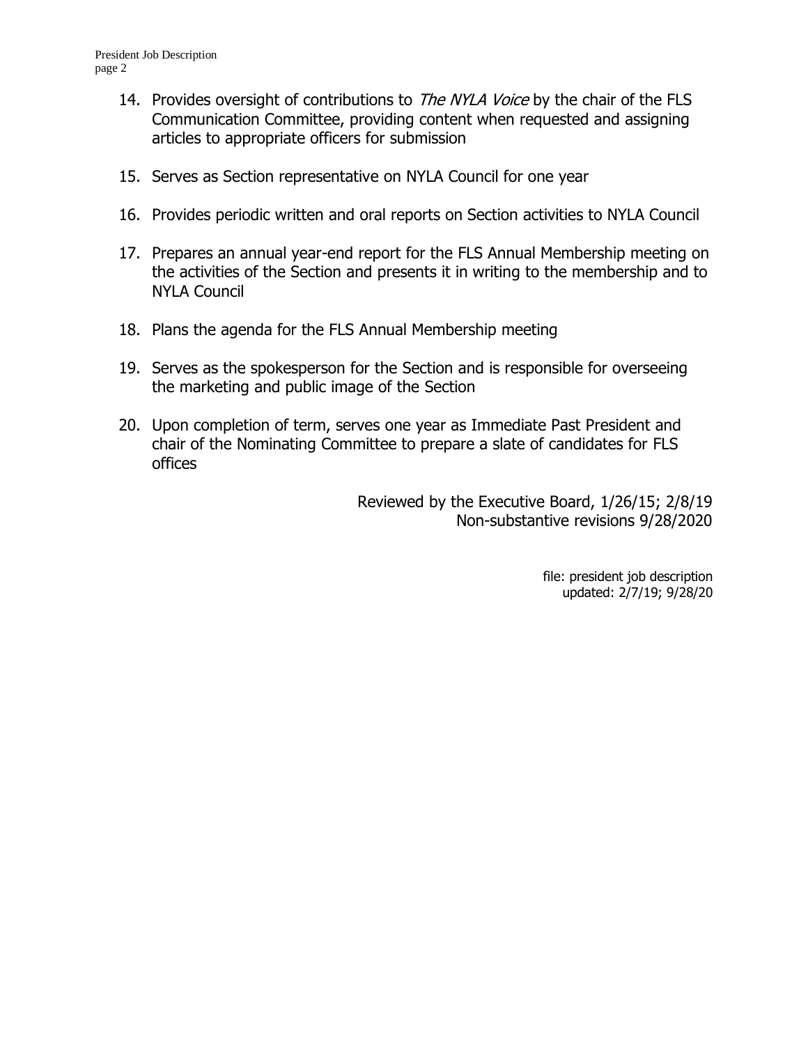14. Provides oversight of contributions to *The NYLA Voice* by the chair of the FLS Communication Committee, providing content when requested and assigning articles to appropriate officers for submission

15. Serves as Section representative on NYLA Council for one year

16. Provides periodic written and oral reports on Section activities to NYLA Council

17. Prepares an annual year-end report for the FLS Annual Membership meeting on the activities of the Section and presents it in writing to the membership and to NYLA Council

18. Plans the agenda for the FLS Annual Membership meeting

19. Serves as the spokesperson for the Section and is responsible for overseeing the marketing and public image of the Section

20. Upon completion of term, serves one year as Immediate Past President and chair of the Nominating Committee to prepare a slate of candidates for FLS offices

Reviewed by the Executive Board, 1/26/15; 2/8/19
Non-substantive revisions 9/28/2020

file: president job description
updated: 2/7/19; 9/28/20